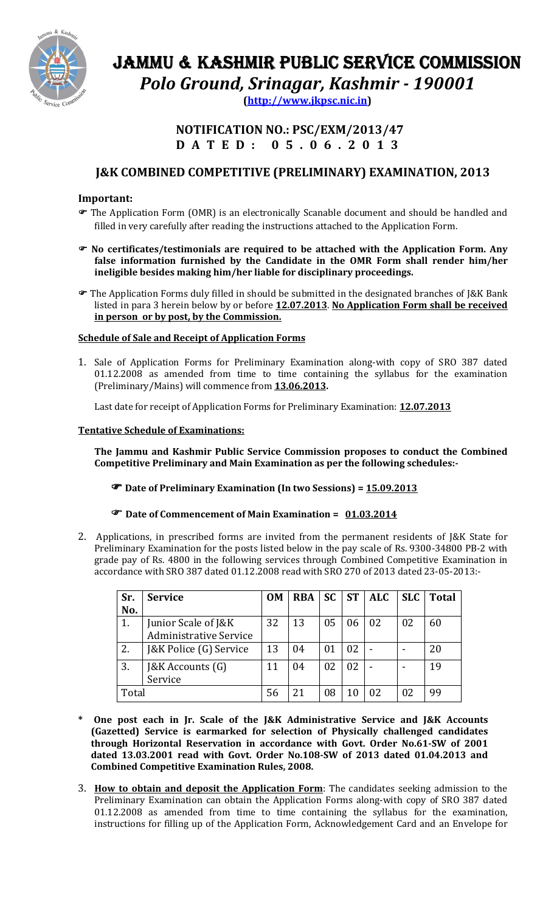# JAMMU & KASHMIR PUBLIC SERVICE COMMISSION

## *Polo Ground, Srinagar, Kashmir - 190001*

**(http://www.jkpsc.nic.in)**

### NOTIFICATION NO.: PSC/EXM/2013/47
### DATED: 05.06.2013

## J&K COMBINED COMPETITIVE (PRELIMINARY) EXAMINATION, 2013

### Important:

- The Application Form (OMR) is an electronically Scanable document and should be handled and filled in very carefully after reading the instructions attached to the Application Form.
- **No certificates/testimonials are required to be attached with the Application Form. Any false information furnished by the Candidate in the OMR Form shall render him/her ineligible besides making him/her liable for disciplinary proceedings.**
- The Application Forms duly filled in should be submitted in the designated branches of J&K Bank listed in para 3 herein below by or before **12.07.2013**. **No Application Form shall be received in person or by post, by the Commission.**

**Schedule of Sale and Receipt of Application Forms**

1. Sale of Application Forms for Preliminary Examination along-with copy of SRO 387 dated 01.12.2008 as amended from time to time containing the syllabus for the examination (Preliminary/Mains) will commence from **13.06.2013.**

   Last date for receipt of Application Forms for Preliminary Examination: **12.07.2013**

**Tentative Schedule of Examinations:**

**The Jammu and Kashmir Public Service Commission proposes to conduct the Combined Competitive Preliminary and Main Examination as per the following schedules:-**

- **Date of Preliminary Examination (In two Sessions) = 15.09.2013**
- **Date of Commencement of Main Examination = 01.03.2014**

2. Applications, in prescribed forms are invited from the permanent residents of J&K State for Preliminary Examination for the posts listed below in the pay scale of Rs. 9300-34800 PB-2 with grade pay of Rs. 4800 in the following services through Combined Competitive Examination in accordance with SRO 387 dated 01.12.2008 read with SRO 270 of 2013 dated 23-05-2013:-

| Sr. No. | Service | OM | RBA | SC | ST | ALC | SLC | Total |
|---|---|---|---|---|---|---|---|---|
| 1. | Junior Scale of J&K Administrative Service | 32 | 13 | 05 | 06 | 02 | 02 | 60 |
| 2. | J&K Police (G) Service | 13 | 04 | 01 | 02 | - | - | 20 |
| 3. | J&K Accounts (G) Service | 11 | 04 | 02 | 02 | - | - | 19 |
| Total | | 56 | 21 | 08 | 10 | 02 | 02 | 99 |

**\* One post each in Jr. Scale of the J&K Administrative Service and J&K Accounts (Gazetted) Service is earmarked for selection of Physically challenged candidates through Horizontal Reservation in accordance with Govt. Order No.61-SW of 2001 dated 13.03.2001 read with Govt. Order No.108-SW of 2013 dated 01.04.2013 and Combined Competitive Examination Rules, 2008.**

3. **How to obtain and deposit the Application Form**: The candidates seeking admission to the Preliminary Examination can obtain the Application Forms along-with copy of SRO 387 dated 01.12.2008 as amended from time to time containing the syllabus for the examination, instructions for filling up of the Application Form, Acknowledgement Card and an Envelope for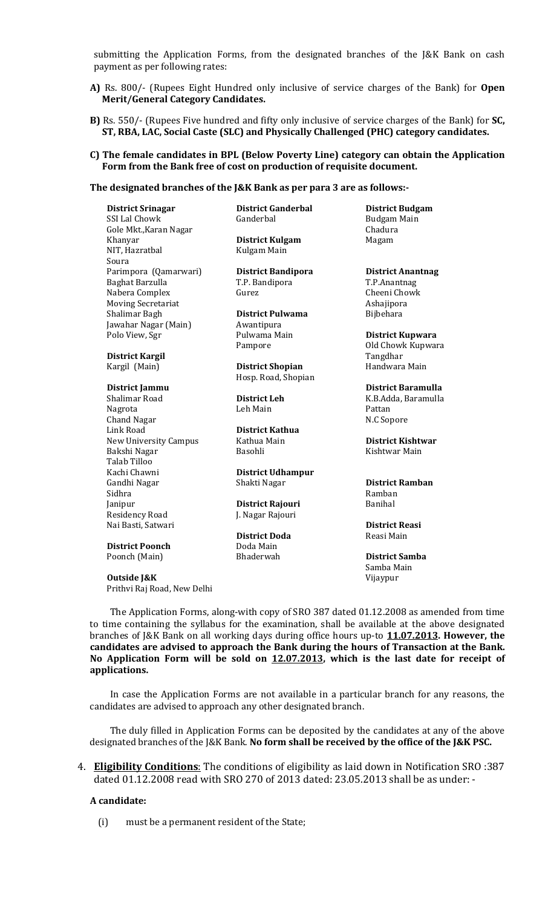submitting the Application Forms, from the designated branches of the J&K Bank on cash payment as per following rates:

**A)** Rs. 800/- (Rupees Eight Hundred only inclusive of service charges of the Bank) for **Open Merit/General Category Candidates.**

**B)** Rs. 550/- (Rupees Five hundred and fifty only inclusive of service charges of the Bank) for **SC, ST, RBA, LAC, Social Caste (SLC) and Physically Challenged (PHC) category candidates.**

**C) The female candidates in BPL (Below Poverty Line) category can obtain the Application Form from the Bank free of cost on production of requisite document.**

**The designated branches of the J&K Bank as per para 3 are as follows:-**

**District Srinagar**
SSI Lal Chowk
Gole Mkt.,Karan Nagar
Khanyar
NIT, Hazratbal
Soura
Parimpora (Qamarwari)
Baghat Barzulla
Nabera Complex
Moving Secretariat
Shalimar Bagh
Jawahar Nagar (Main)
Polo View, Sgr

**District Kargil**
Kargil (Main)

**District Jammu**
Shalimar Road
Nagrota
Chand Nagar
Link Road
New University Campus
Bakshi Nagar
Talab Tilloo
Kachi Chawni
Gandhi Nagar
Sidhra
Janipur
Residency Road
Nai Basti, Satwari

**District Poonch**
Poonch (Main)

**Outside J&K**
Prithvi Raj Road, New Delhi

**District Ganderbal**
Ganderbal

**District Kulgam**
Kulgam Main

**District Bandipora**
T.P. Bandipora
Gurez

**District Pulwama**
Awantipura
Pulwama Main
Pampore

**District Shopian**
Hosp. Road, Shopian

**District Leh**
Leh Main

**District Kathua**
Kathua Main
Basohli

**District Udhampur**
Shakti Nagar

**District Rajouri**
J. Nagar Rajouri

**District Doda**
Doda Main
Bhaderwah

**District Budgam**
Budgam Main
Chadura
Magam

**District Anantnag**
T.P.Anantnag
Cheeni Chowk
Ashajipora
Bijbehara

**District Kupwara**
Old Chowk Kupwara
Tangdhar
Handwara Main

**District Baramulla**
K.B.Adda, Baramulla
Pattan
N.C Sopore

**District Kishtwar**
Kishtwar Main

**District Ramban**
Ramban
Banihal

**District Reasi**
Reasi Main

**District Samba**
Samba Main
Vijaypur

The Application Forms, along-with copy of SRO 387 dated 01.12.2008 as amended from time to time containing the syllabus for the examination, shall be available at the above designated branches of J&K Bank on all working days during office hours up-to **11.07.2013. However, the candidates are advised to approach the Bank during the hours of Transaction at the Bank. No Application Form will be sold on 12.07.2013, which is the last date for receipt of applications.**

In case the Application Forms are not available in a particular branch for any reasons, the candidates are advised to approach any other designated branch.

The duly filled in Application Forms can be deposited by the candidates at any of the above designated branches of the J&K Bank. **No form shall be received by the office of the J&K PSC.**

4. **Eligibility Conditions**: The conditions of eligibility as laid down in Notification SRO :387 dated 01.12.2008 read with SRO 270 of 2013 dated: 23.05.2013 shall be as under: -

**A candidate:**

(i) must be a permanent resident of the State;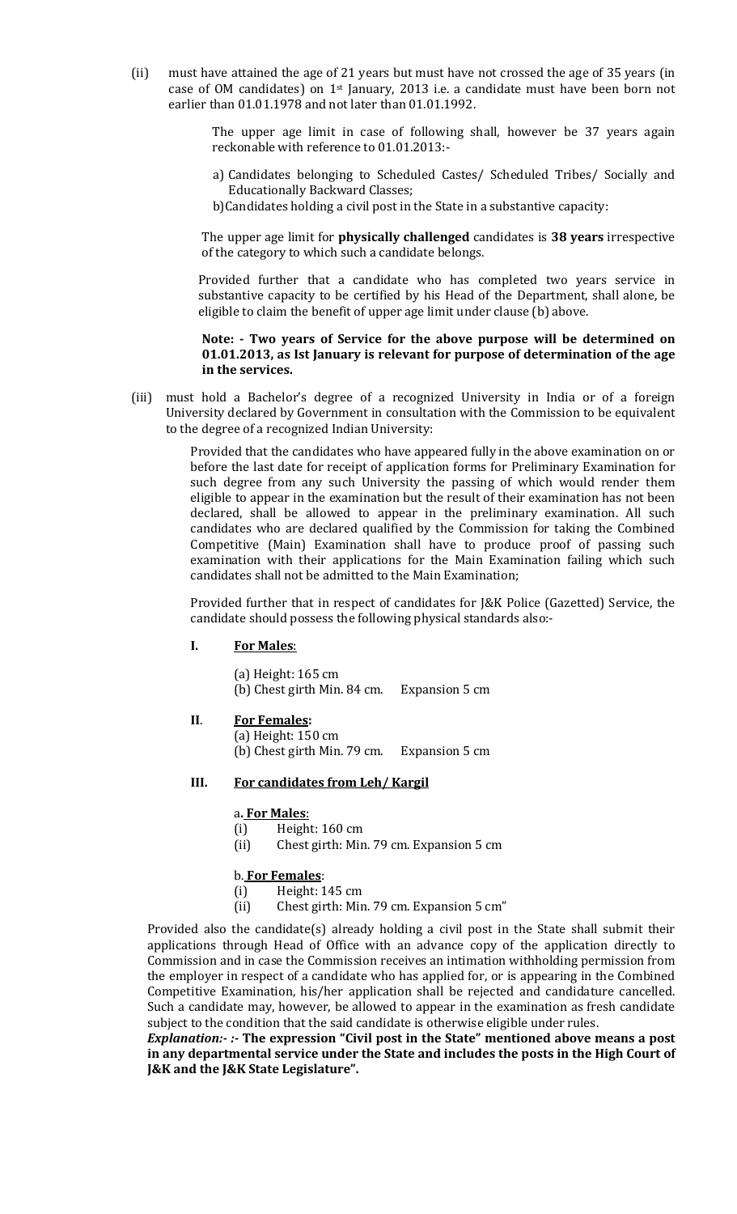(ii) must have attained the age of 21 years but must have not crossed the age of 35 years (in case of OM candidates) on 1st January, 2013 i.e. a candidate must have been born not earlier than 01.01.1978 and not later than 01.01.1992.

The upper age limit in case of following shall, however be 37 years again reckonable with reference to 01.01.2013:-

a) Candidates belonging to Scheduled Castes/ Scheduled Tribes/ Socially and Educationally Backward Classes;

b) Candidates holding a civil post in the State in a substantive capacity:

The upper age limit for **physically challenged** candidates is **38 years** irrespective of the category to which such a candidate belongs.

Provided further that a candidate who has completed two years service in substantive capacity to be certified by his Head of the Department, shall alone, be eligible to claim the benefit of upper age limit under clause (b) above.

**Note: - Two years of Service for the above purpose will be determined on 01.01.2013, as Ist January is relevant for purpose of determination of the age in the services.**

(iii) must hold a Bachelor's degree of a recognized University in India or of a foreign University declared by Government in consultation with the Commission to be equivalent to the degree of a recognized Indian University:

Provided that the candidates who have appeared fully in the above examination on or before the last date for receipt of application forms for Preliminary Examination for such degree from any such University the passing of which would render them eligible to appear in the examination but the result of their examination has not been declared, shall be allowed to appear in the preliminary examination. All such candidates who are declared qualified by the Commission for taking the Combined Competitive (Main) Examination shall have to produce proof of passing such examination with their applications for the Main Examination failing which such candidates shall not be admitted to the Main Examination;

Provided further that in respect of candidates for J&K Police (Gazetted) Service, the candidate should possess the following physical standards also:-

**I. <u>For Males</u>:**

(a) Height: 165 cm
(b) Chest girth Min. 84 cm. Expansion 5 cm

**II. <u>For Females:</u>**

(a) Height: 150 cm
(b) Chest girth Min. 79 cm. Expansion 5 cm

**III. <u>For candidates from Leh/ Kargil</u>**

a. **<u>For Males</u>**:

(i) Height: 160 cm
(ii) Chest girth: Min. 79 cm. Expansion 5 cm

b. **<u>For Females</u>**:

(i) Height: 145 cm
(ii) Chest girth: Min. 79 cm. Expansion 5 cm"

Provided also the candidate(s) already holding a civil post in the State shall submit their applications through Head of Office with an advance copy of the application directly to Commission and in case the Commission receives an intimation withholding permission from the employer in respect of a candidate who has applied for, or is appearing in the Combined Competitive Examination, his/her application shall be rejected and candidature cancelled. Such a candidate may, however, be allowed to appear in the examination as fresh candidate subject to the condition that the said candidate is otherwise eligible under rules.

***Explanation:- :-*** **The expression "Civil post in the State" mentioned above means a post in any departmental service under the State and includes the posts in the High Court of J&K and the J&K State Legislature".**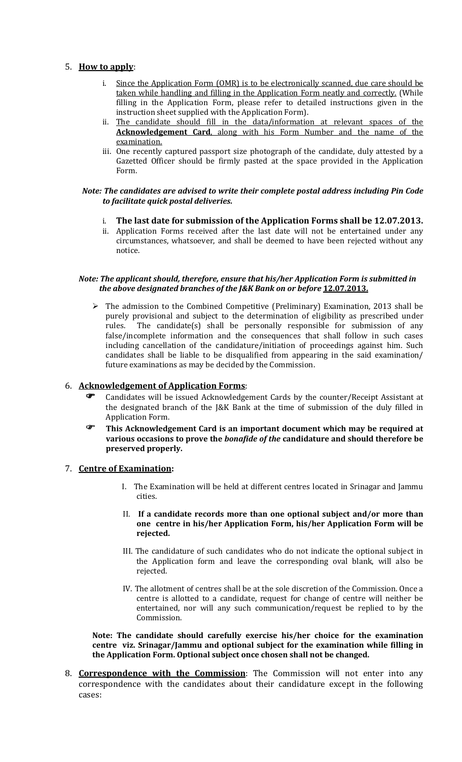5. **How to apply**:

    i. Since the Application Form (OMR) is to be electronically scanned, due care should be taken while handling and filling in the Application Form neatly and correctly. (While filling in the Application Form, please refer to detailed instructions given in the instruction sheet supplied with the Application Form).

    ii. The candidate should fill in the data/information at relevant spaces of the **Acknowledgement Card**, along with his Form Number and the name of the examination.

    iii. One recently captured passport size photograph of the candidate, duly attested by a Gazetted Officer should be firmly pasted at the space provided in the Application Form.

***Note: The candidates are advised to write their complete postal address including Pin Code to facilitate quick postal deliveries.***

   i. **The last date for submission of the Application Forms shall be 12.07.2013.**

   ii. Application Forms received after the last date will not be entertained under any circumstances, whatsoever, and shall be deemed to have been rejected without any notice.

***Note: The applicant should, therefore, ensure that his/her Application Form is submitted in the above designated branches of the J&K Bank on or before* <u>12.07.2013.</u>**

- The admission to the Combined Competitive (Preliminary) Examination, 2013 shall be purely provisional and subject to the determination of eligibility as prescribed under rules. The candidate(s) shall be personally responsible for submission of any false/incomplete information and the consequences that shall follow in such cases including cancellation of the candidature/initiation of proceedings against him. Such candidates shall be liable to be disqualified from appearing in the said examination/ future examinations as may be decided by the Commission.

6. **Acknowledgement of Application Forms**:

- Candidates will be issued Acknowledgement Cards by the counter/Receipt Assistant at the designated branch of the J&K Bank at the time of submission of the duly filled in Application Form.
- **This Acknowledgement Card is an important document which may be required at various occasions to prove the *bonafide of the* candidature and should therefore be preserved properly.**

7. **Centre of Examination:**

    I. The Examination will be held at different centres located in Srinagar and Jammu cities.

    II. **If a candidate records more than one optional subject and/or more than one centre in his/her Application Form, his/her Application Form will be rejected.**

    III. The candidature of such candidates who do not indicate the optional subject in the Application form and leave the corresponding oval blank, will also be rejected.

    IV. The allotment of centres shall be at the sole discretion of the Commission. Once a centre is allotted to a candidate, request for change of centre will neither be entertained, nor will any such communication/request be replied to by the Commission.

**Note: The candidate should carefully exercise his/her choice for the examination centre viz. Srinagar/Jammu and optional subject for the examination while filling in the Application Form. Optional subject once chosen shall not be changed.**

8. **Correspondence with the Commission**: The Commission will not enter into any correspondence with the candidates about their candidature except in the following cases: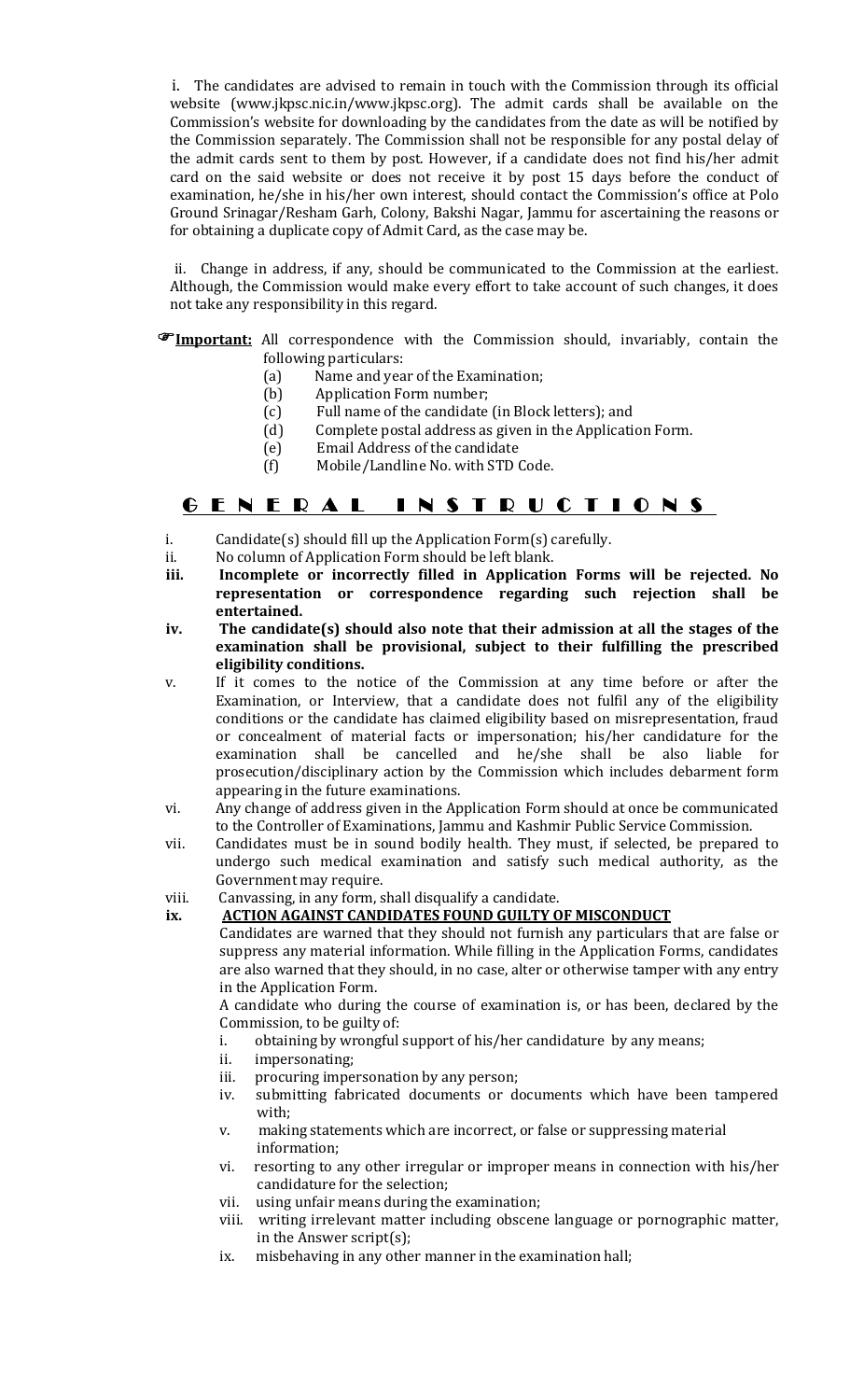i. The candidates are advised to remain in touch with the Commission through its official website (www.jkpsc.nic.in/www.jkpsc.org). The admit cards shall be available on the Commission's website for downloading by the candidates from the date as will be notified by the Commission separately. The Commission shall not be responsible for any postal delay of the admit cards sent to them by post. However, if a candidate does not find his/her admit card on the said website or does not receive it by post 15 days before the conduct of examination, he/she in his/her own interest, should contact the Commission's office at Polo Ground Srinagar/Resham Garh, Colony, Bakshi Nagar, Jammu for ascertaining the reasons or for obtaining a duplicate copy of Admit Card, as the case may be.

ii. Change in address, if any, should be communicated to the Commission at the earliest. Although, the Commission would make every effort to take account of such changes, it does not take any responsibility in this regard.

☞**Important:** All correspondence with the Commission should, invariably, contain the following particulars:

(a) Name and year of the Examination;
(b) Application Form number;
(c) Full name of the candidate (in Block letters); and
(d) Complete postal address as given in the Application Form.
(e) Email Address of the candidate
(f) Mobile/Landline No. with STD Code.

## GENERAL INSTRUCTIONS

i. Candidate(s) should fill up the Application Form(s) carefully.

ii. No column of Application Form should be left blank.

**iii. Incomplete or incorrectly filled in Application Forms will be rejected. No representation or correspondence regarding such rejection shall be entertained.**

**iv. The candidate(s) should also note that their admission at all the stages of the examination shall be provisional, subject to their fulfilling the prescribed eligibility conditions.**

v. If it comes to the notice of the Commission at any time before or after the Examination, or Interview, that a candidate does not fulfil any of the eligibility conditions or the candidate has claimed eligibility based on misrepresentation, fraud or concealment of material facts or impersonation; his/her candidature for the examination shall be cancelled and he/she shall be also liable for prosecution/disciplinary action by the Commission which includes debarment form appearing in the future examinations.

vi. Any change of address given in the Application Form should at once be communicated to the Controller of Examinations, Jammu and Kashmir Public Service Commission.

vii. Candidates must be in sound bodily health. They must, if selected, be prepared to undergo such medical examination and satisfy such medical authority, as the Government may require.

viii. Canvassing, in any form, shall disqualify a candidate.

**ix. <u>ACTION AGAINST CANDIDATES FOUND GUILTY OF MISCONDUCT</u>**

Candidates are warned that they should not furnish any particulars that are false or suppress any material information. While filling in the Application Forms, candidates are also warned that they should, in no case, alter or otherwise tamper with any entry in the Application Form.

A candidate who during the course of examination is, or has been, declared by the Commission, to be guilty of:

i. obtaining by wrongful support of his/her candidature by any means;
ii. impersonating;
iii. procuring impersonation by any person;
iv. submitting fabricated documents or documents which have been tampered with;
v. making statements which are incorrect, or false or suppressing material information;
vi. resorting to any other irregular or improper means in connection with his/her candidature for the selection;
vii. using unfair means during the examination;
viii. writing irrelevant matter including obscene language or pornographic matter, in the Answer script(s);
ix. misbehaving in any other manner in the examination hall;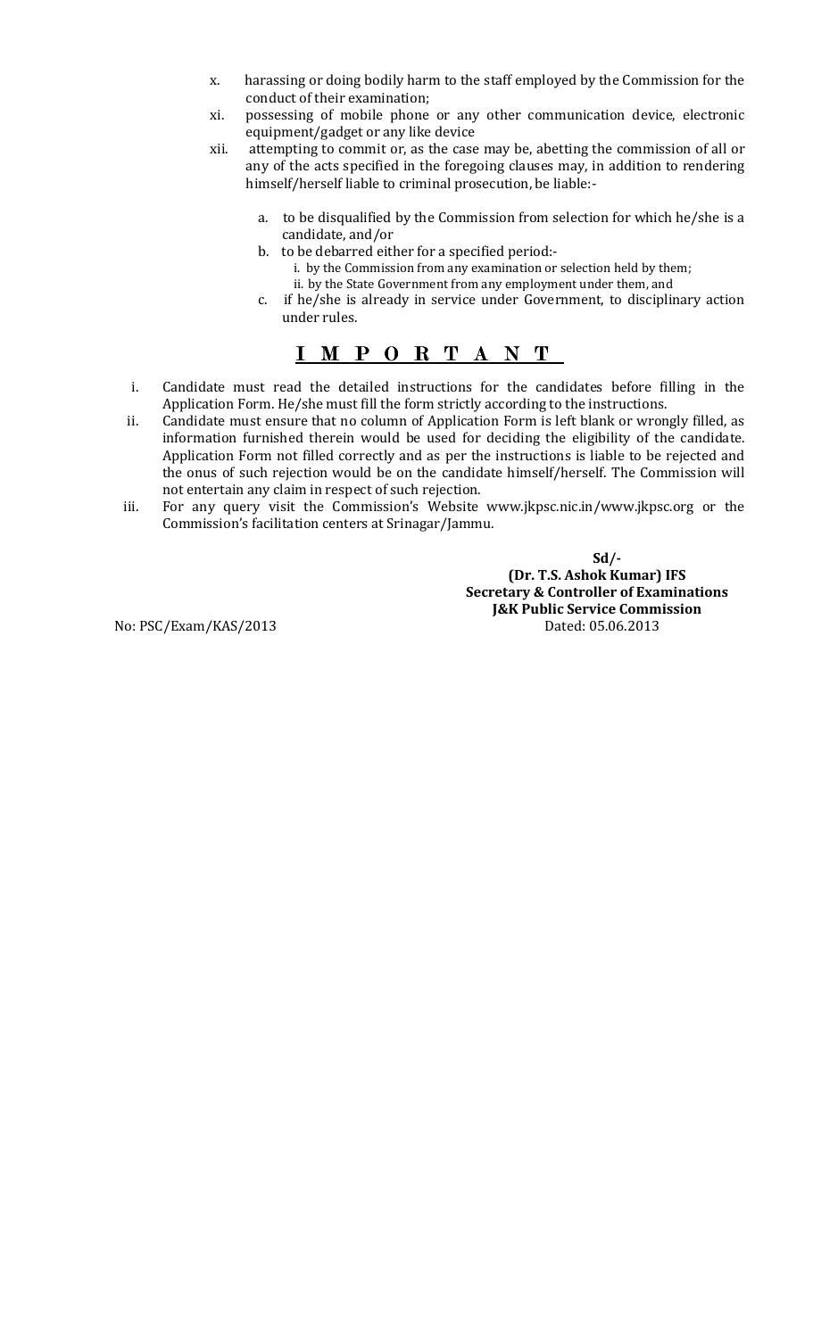x. harassing or doing bodily harm to the staff employed by the Commission for the conduct of their examination;
xi. possessing of mobile phone or any other communication device, electronic equipment/gadget or any like device
xii. attempting to commit or, as the case may be, abetting the commission of all or any of the acts specified in the foregoing clauses may, in addition to rendering himself/herself liable to criminal prosecution, be liable:-

  a. to be disqualified by the Commission from selection for which he/she is a candidate, and/or
  b. to be debarred either for a specified period:-
     i. by the Commission from any examination or selection held by them;
     ii. by the State Government from any employment under them, and
  c. if he/she is already in service under Government, to disciplinary action under rules.

## I M P O R T A N T

i. Candidate must read the detailed instructions for the candidates before filling in the Application Form. He/she must fill the form strictly according to the instructions.
ii. Candidate must ensure that no column of Application Form is left blank or wrongly filled, as information furnished therein would be used for deciding the eligibility of the candidate. Application Form not filled correctly and as per the instructions is liable to be rejected and the onus of such rejection would be on the candidate himself/herself. The Commission will not entertain any claim in respect of such rejection.
iii. For any query visit the Commission's Website www.jkpsc.nic.in/www.jkpsc.org or the Commission's facilitation centers at Srinagar/Jammu.

**Sd/-**
**(Dr. T.S. Ashok Kumar) IFS**
**Secretary & Controller of Examinations**
**J&K Public Service Commission**

No: PSC/Exam/KAS/2013
Dated: 05.06.2013